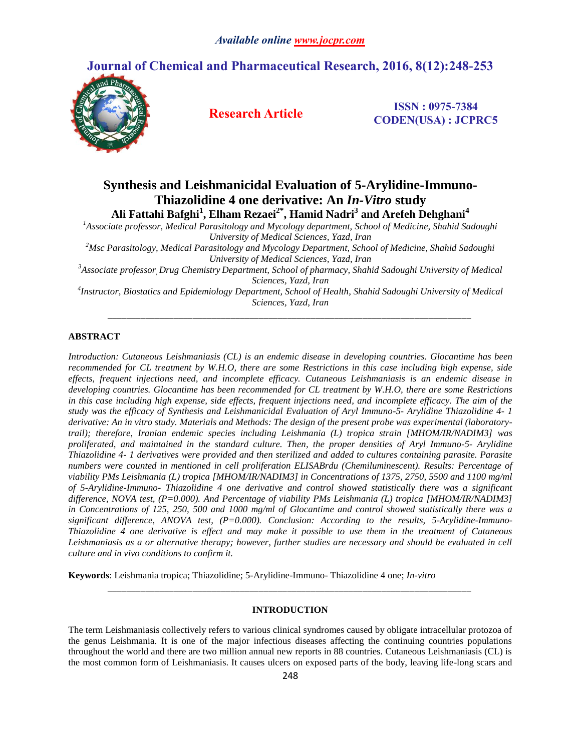# Synthesis and Leishmanicidal Evaluation of 5-Arylidine-Immuno-Thiazolidine 4 one derivative: An *In-Vitro* study

**Ali Fattahi Bafghi[1], Elham Rezaei[2*], Hamid Nadri[3] and Arefeh Dehghani[4]**

*[1]Associate professor, Medical Parasitology and Mycology department, School of Medicine, Shahid Sadoughi University of Medical Sciences, Yazd, Iran*

*[2]Msc Parasitology, Medical Parasitology and Mycology Department, School of Medicine, Shahid Sadoughi University of Medical Sciences, Yazd, Iran*

*[3]Associate professor, Drug Chemistry Department, School of pharmacy, Shahid Sadoughi University of Medical Sciences, Yazd, Iran*

*[4]Instructor, Biostatics and Epidemiology Department, School of Health, Shahid Sadoughi University of Medical Sciences, Yazd, Iran*

---

## ABSTRACT

*Introduction: Cutaneous Leishmaniasis (CL) is an endemic disease in developing countries. Glocantime has been recommended for CL treatment by W.H.O, there are some Restrictions in this case including high expense, side effects, frequent injections need, and incomplete efficacy. Cutaneous Leishmaniasis is an endemic disease in developing countries. Glocantime has been recommended for CL treatment by W.H.O, there are some Restrictions in this case including high expense, side effects, frequent injections need, and incomplete efficacy. The aim of the study was the efficacy of Synthesis and Leishmanicidal Evaluation of Aryl Immuno-5- Arylidine Thiazolidine 4- 1 derivative: An in vitro study. Materials and Methods: The design of the present probe was experimental (laboratory-trail); therefore, Iranian endemic species including Leishmania (L) tropica strain [MHOM/IR/NADIM3] was proliferated, and maintained in the standard culture. Then, the proper densities of Aryl Immuno-5- Arylidine Thiazolidine 4- 1 derivatives were provided and then sterilized and added to cultures containing parasite. Parasite numbers were counted in mentioned in cell proliferation ELISABrdu (Chemiluminescent). Results: Percentage of viability PMs Leishmania (L) tropica [MHOM/IR/NADIM3] in Concentrations of 1375, 2750, 5500 and 1100 mg/ml of 5-Arylidine-Immuno- Thiazolidine 4 one derivative and control showed statistically there was a significant difference, NOVA test, (P=0.000). And Percentage of viability PMs Leishmania (L) tropica [MHOM/IR/NADIM3] in Concentrations of 125, 250, 500 and 1000 mg/ml of Glocantime and control showed statistically there was a significant difference, ANOVA test, (P=0.000). Conclusion: According to the results, 5-Arylidine-Immuno-Thiazolidine 4 one derivative is effect and may make it possible to use them in the treatment of Cutaneous Leishmaniasis as a or alternative therapy; however, further studies are necessary and should be evaluated in cell culture and in vivo conditions to confirm it.*

**Keywords**: Leishmania tropica; Thiazolidine; 5-Arylidine-Immuno- Thiazolidine 4 one; *In-vitro*

---

## INTRODUCTION

The term Leishmaniasis collectively refers to various clinical syndromes caused by obligate intracellular protozoa of the genus Leishmania. It is one of the major infectious diseases affecting the continuing countries populations throughout the world and there are two million annual new reports in 88 countries. Cutaneous Leishmaniasis (CL) is the most common form of Leishmaniasis. It causes ulcers on exposed parts of the body, leaving life-long scars and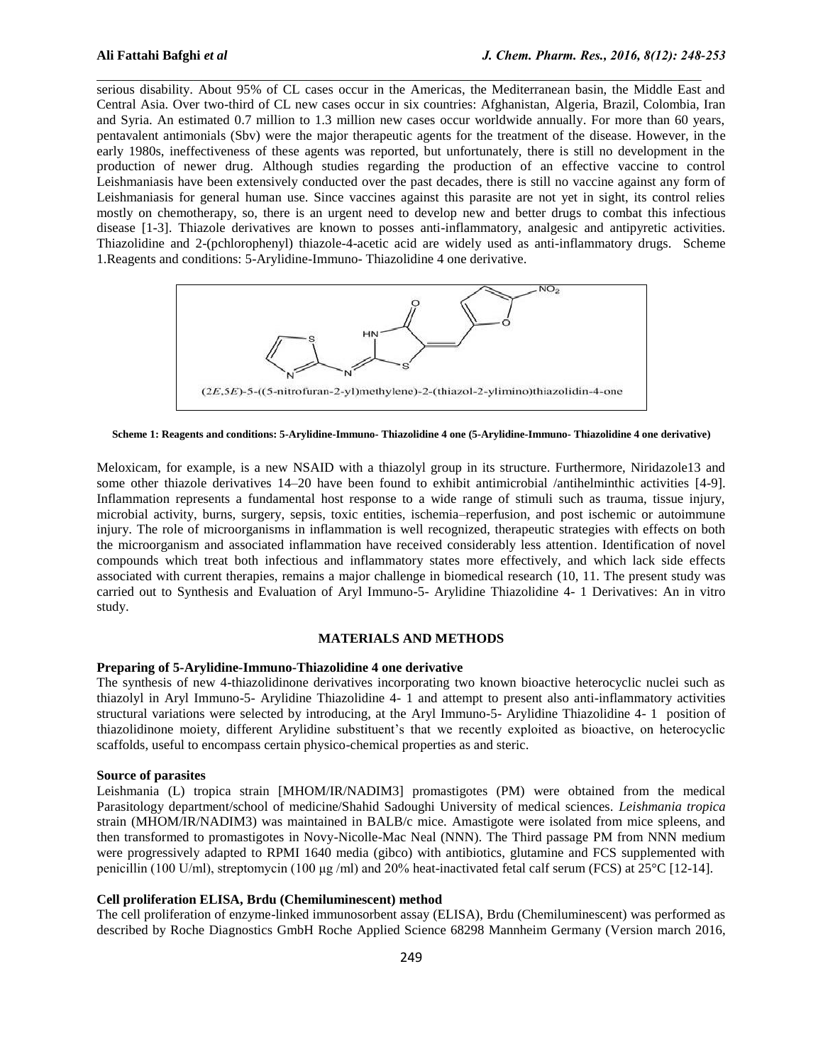serious disability. About 95% of CL cases occur in the Americas, the Mediterranean basin, the Middle East and Central Asia. Over two-third of CL new cases occur in six countries: Afghanistan, Algeria, Brazil, Colombia, Iran and Syria. An estimated 0.7 million to 1.3 million new cases occur worldwide annually. For more than 60 years, pentavalent antimonials (Sbv) were the major therapeutic agents for the treatment of the disease. However, in the early 1980s, ineffectiveness of these agents was reported, but unfortunately, there is still no development in the production of newer drug. Although studies regarding the production of an effective vaccine to control Leishmaniasis have been extensively conducted over the past decades, there is still no vaccine against any form of Leishmaniasis for general human use. Since vaccines against this parasite are not yet in sight, its control relies mostly on chemotherapy, so, there is an urgent need to develop new and better drugs to combat this infectious disease [1-3]. Thiazole derivatives are known to posses anti-inflammatory, analgesic and antipyretic activities. Thiazolidine and 2-(pchlorophenyl) thiazole-4-acetic acid are widely used as anti-inflammatory drugs. Scheme 1.Reagents and conditions: 5-Arylidine-Immuno- Thiazolidine 4 one derivative.

(2E,5E)-5-((5-nitrofuran-2-yl)methylene)-2-(thiazol-2-ylimino)thiazolidin-4-one

**Scheme 1: Reagents and conditions: 5-Arylidine-Immuno- Thiazolidine 4 one (5-Arylidine-Immuno- Thiazolidine 4 one derivative)**

Meloxicam, for example, is a new NSAID with a thiazolyl group in its structure. Furthermore, Niridazole13 and some other thiazole derivatives 14–20 have been found to exhibit antimicrobial /antihelminthic activities [4-9]. Inflammation represents a fundamental host response to a wide range of stimuli such as trauma, tissue injury, microbial activity, burns, surgery, sepsis, toxic entities, ischemia–reperfusion, and post ischemic or autoimmune injury. The role of microorganisms in inflammation is well recognized, therapeutic strategies with effects on both the microorganism and associated inflammation have received considerably less attention. Identification of novel compounds which treat both infectious and inflammatory states more effectively, and which lack side effects associated with current therapies, remains a major challenge in biomedical research (10, 11. The present study was carried out to Synthesis and Evaluation of Aryl Immuno-5- Arylidine Thiazolidine 4- 1 Derivatives: An in vitro study.

## MATERIALS AND METHODS

### Preparing of 5-Arylidine-Immuno-Thiazolidine 4 one derivative

The synthesis of new 4-thiazolidinone derivatives incorporating two known bioactive heterocyclic nuclei such as thiazolyl in Aryl Immuno-5- Arylidine Thiazolidine 4- 1 and attempt to present also anti-inflammatory activities structural variations were selected by introducing, at the Aryl Immuno-5- Arylidine Thiazolidine 4- 1 position of thiazolidinone moiety, different Arylidine substituent's that we recently exploited as bioactive, on heterocyclic scaffolds, useful to encompass certain physico-chemical properties as and steric.

### Source of parasites

Leishmania (L) tropica strain [MHOM/IR/NADIM3] promastigotes (PM) were obtained from the medical Parasitology department/school of medicine/Shahid Sadoughi University of medical sciences. *Leishmania tropica* strain (MHOM/IR/NADIM3) was maintained in BALB/c mice. Amastigote were isolated from mice spleens, and then transformed to promastigotes in Novy-Nicolle-Mac Neal (NNN). The Third passage PM from NNN medium were progressively adapted to RPMI 1640 media (gibco) with antibiotics, glutamine and FCS supplemented with penicillin (100 U/ml), streptomycin (100 μg /ml) and 20% heat-inactivated fetal calf serum (FCS) at 25°C [12-14].

### Cell proliferation ELISA, Brdu (Chemiluminescent) method

The cell proliferation of enzyme-linked immunosorbent assay (ELISA), Brdu (Chemiluminescent) was performed as described by Roche Diagnostics GmbH Roche Applied Science 68298 Mannheim Germany (Version march 2016,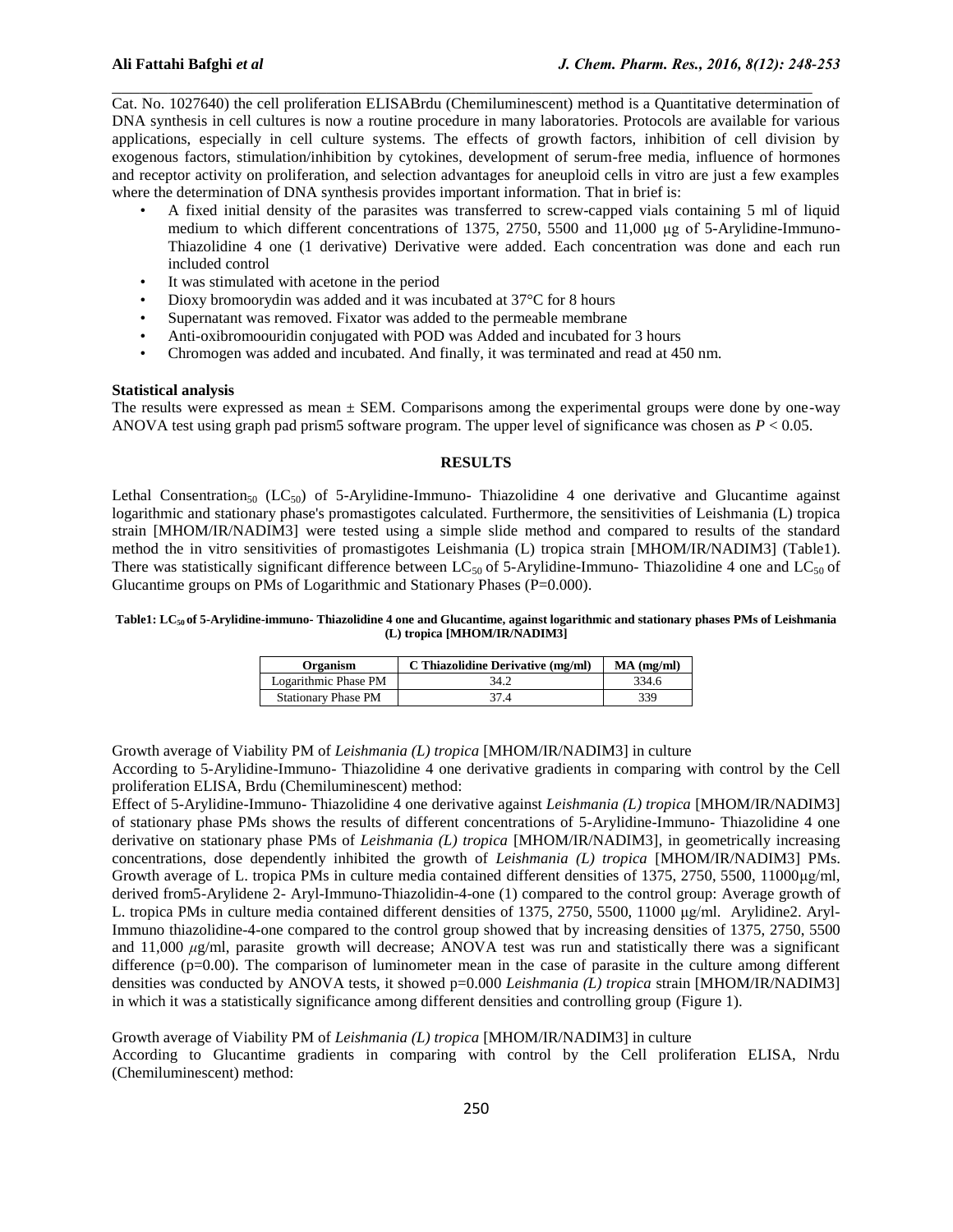Cat. No. 1027640) the cell proliferation ELISABrdu (Chemiluminescent) method is a Quantitative determination of DNA synthesis in cell cultures is now a routine procedure in many laboratories. Protocols are available for various applications, especially in cell culture systems. The effects of growth factors, inhibition of cell division by exogenous factors, stimulation/inhibition by cytokines, development of serum-free media, influence of hormones and receptor activity on proliferation, and selection advantages for aneuploid cells in vitro are just a few examples where the determination of DNA synthesis provides important information. That in brief is:

- A fixed initial density of the parasites was transferred to screw-capped vials containing 5 ml of liquid medium to which different concentrations of 1375, 2750, 5500 and 11,000 μg of 5-Arylidine-Immuno-Thiazolidine 4 one (1 derivative) Derivative were added. Each concentration was done and each run included control
- It was stimulated with acetone in the period
- Dioxy bromoorydin was added and it was incubated at 37°C for 8 hours
- Supernatant was removed. Fixator was added to the permeable membrane
- Anti-oxibromoouridin conjugated with POD was Added and incubated for 3 hours
- Chromogen was added and incubated. And finally, it was terminated and read at 450 nm.

**Statistical analysis**

The results were expressed as mean ± SEM. Comparisons among the experimental groups were done by one-way ANOVA test using graph pad prism5 software program. The upper level of significance was chosen as $P < 0.05$.

## RESULTS

Lethal Consentration$_{50}$ ($LC_{50}$) of 5-Arylidine-Immuno- Thiazolidine 4 one derivative and Glucantime against logarithmic and stationary phase's promastigotes calculated. Furthermore, the sensitivities of Leishmania (L) tropica strain [MHOM/IR/NADIM3] were tested using a simple slide method and compared to results of the standard method the in vitro sensitivities of promastigotes Leishmania (L) tropica strain [MHOM/IR/NADIM3] (Table1). There was statistically significant difference between $LC_{50}$ of 5-Arylidine-Immuno- Thiazolidine 4 one and $LC_{50}$ of Glucantime groups on PMs of Logarithmic and Stationary Phases (P=0.000).

**Table1: $LC_{50}$ of 5-Arylidine-immuno- Thiazolidine 4 one and Glucantime, against logarithmic and stationary phases PMs of Leishmania (L) tropica [MHOM/IR/NADIM3]**

| Organism | C Thiazolidine Derivative (mg/ml) | MA (mg/ml) |
|---|---|---|
| Logarithmic Phase PM | 34.2 | 334.6 |
| Stationary Phase PM | 37.4 | 339 |

Growth average of Viability PM of *Leishmania (L) tropica* [MHOM/IR/NADIM3] in culture

According to 5-Arylidine-Immuno- Thiazolidine 4 one derivative gradients in comparing with control by the Cell proliferation ELISA, Brdu (Chemiluminescent) method:

Effect of 5-Arylidine-Immuno- Thiazolidine 4 one derivative against *Leishmania (L) tropica* [MHOM/IR/NADIM3] of stationary phase PMs shows the results of different concentrations of 5-Arylidine-Immuno- Thiazolidine 4 one derivative on stationary phase PMs of *Leishmania (L) tropica* [MHOM/IR/NADIM3], in geometrically increasing concentrations, dose dependently inhibited the growth of *Leishmania (L) tropica* [MHOM/IR/NADIM3] PMs. Growth average of L. tropica PMs in culture media contained different densities of 1375, 2750, 5500, 11000μg/ml, derived from5-Arylidene 2- Aryl-Immuno-Thiazolidin-4-one (1) compared to the control group: Average growth of L. tropica PMs in culture media contained different densities of 1375, 2750, 5500, 11000 μg/ml. Arylidine2. Aryl-Immuno thiazolidine-4-one compared to the control group showed that by increasing densities of 1375, 2750, 5500 and 11,000 μg/ml, parasite growth will decrease; ANOVA test was run and statistically there was a significant difference (p=0.00). The comparison of luminometer mean in the case of parasite in the culture among different densities was conducted by ANOVA tests, it showed p=0.000 *Leishmania (L) tropica* strain [MHOM/IR/NADIM3] in which it was a statistically significance among different densities and controlling group (Figure 1).

Growth average of Viability PM of *Leishmania (L) tropica* [MHOM/IR/NADIM3] in culture

According to Glucantime gradients in comparing with control by the Cell proliferation ELISA, Nrdu (Chemiluminescent) method: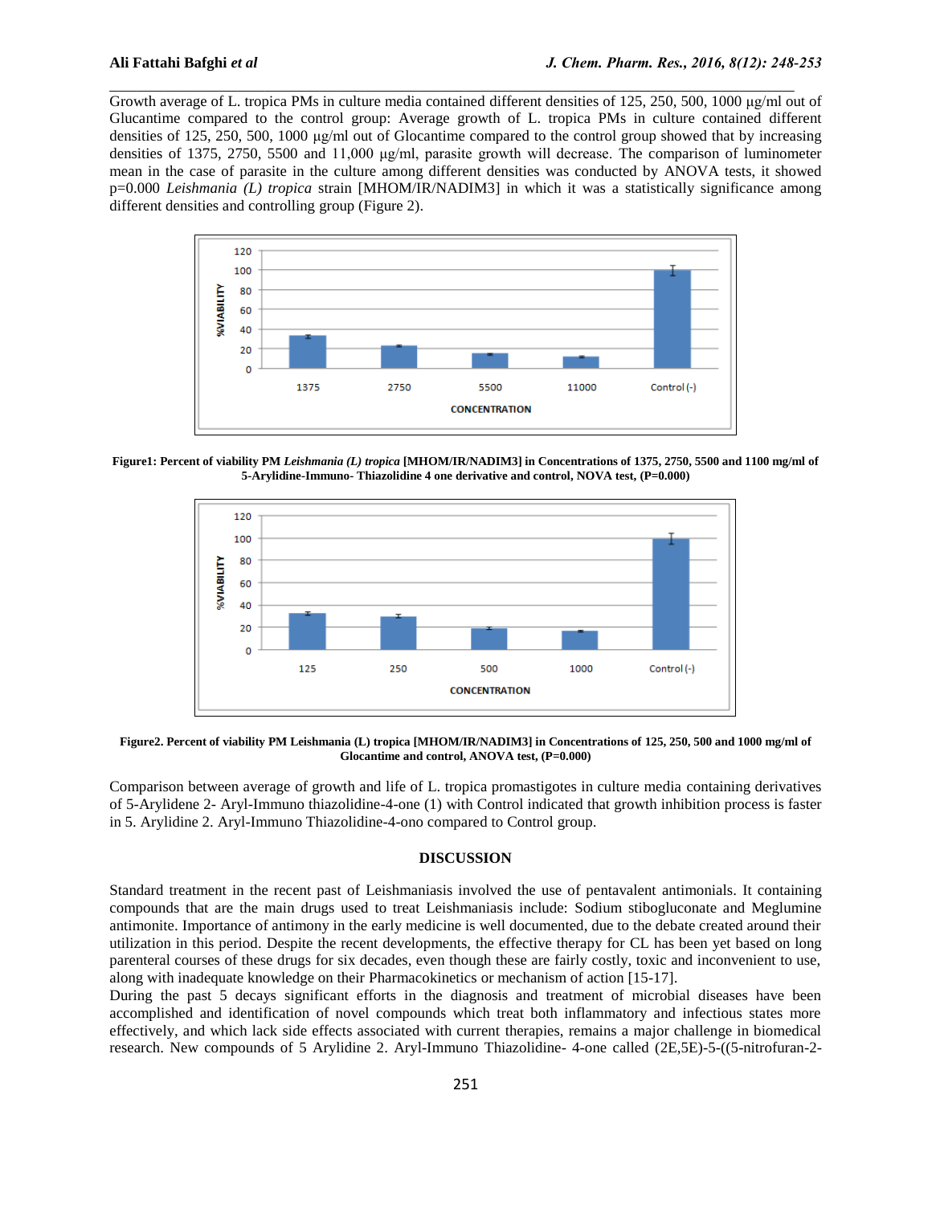Growth average of L. tropica PMs in culture media contained different densities of 125, 250, 500, 1000 μg/ml out of Glucantime compared to the control group: Average growth of L. tropica PMs in culture contained different densities of 125, 250, 500, 1000 μg/ml out of Glocantime compared to the control group showed that by increasing densities of 1375, 2750, 5500 and 11,000 μg/ml, parasite growth will decrease. The comparison of luminometer mean in the case of parasite in the culture among different densities was conducted by ANOVA tests, it showed p=0.000 *Leishmania (L) tropica* strain [MHOM/IR/NADIM3] in which it was a statistically significance among different densities and controlling group (Figure 2).

**Figure1: Percent of viability PM *Leishmania (L) tropica* [MHOM/IR/NADIM3] in Concentrations of 1375, 2750, 5500 and 1100 mg/ml of 5-Arylidine-Immuno- Thiazolidine 4 one derivative and control, NOVA test, (P=0.000)**

**Figure2. Percent of viability PM Leishmania (L) tropica [MHOM/IR/NADIM3] in Concentrations of 125, 250, 500 and 1000 mg/ml of Glocantime and control, ANOVA test, (P=0.000)**

Comparison between average of growth and life of L. tropica promastigotes in culture media containing derivatives of 5-Arylidene 2- Aryl-Immuno thiazolidine-4-one (1) with Control indicated that growth inhibition process is faster in 5. Arylidine 2. Aryl-Immuno Thiazolidine-4-ono compared to Control group.

## DISCUSSION

Standard treatment in the recent past of Leishmaniasis involved the use of pentavalent antimonials. It containing compounds that are the main drugs used to treat Leishmaniasis include: Sodium stibogluconate and Meglumine antimonite. Importance of antimony in the early medicine is well documented, due to the debate created around their utilization in this period. Despite the recent developments, the effective therapy for CL has been yet based on long parenteral courses of these drugs for six decades, even though these are fairly costly, toxic and inconvenient to use, along with inadequate knowledge on their Pharmacokinetics or mechanism of action [15-17].

During the past 5 decays significant efforts in the diagnosis and treatment of microbial diseases have been accomplished and identification of novel compounds which treat both inflammatory and infectious states more effectively, and which lack side effects associated with current therapies, remains a major challenge in biomedical research. New compounds of 5 Arylidine 2. Aryl-Immuno Thiazolidine- 4-one called (2E,5E)-5-((5-nitrofuran-2-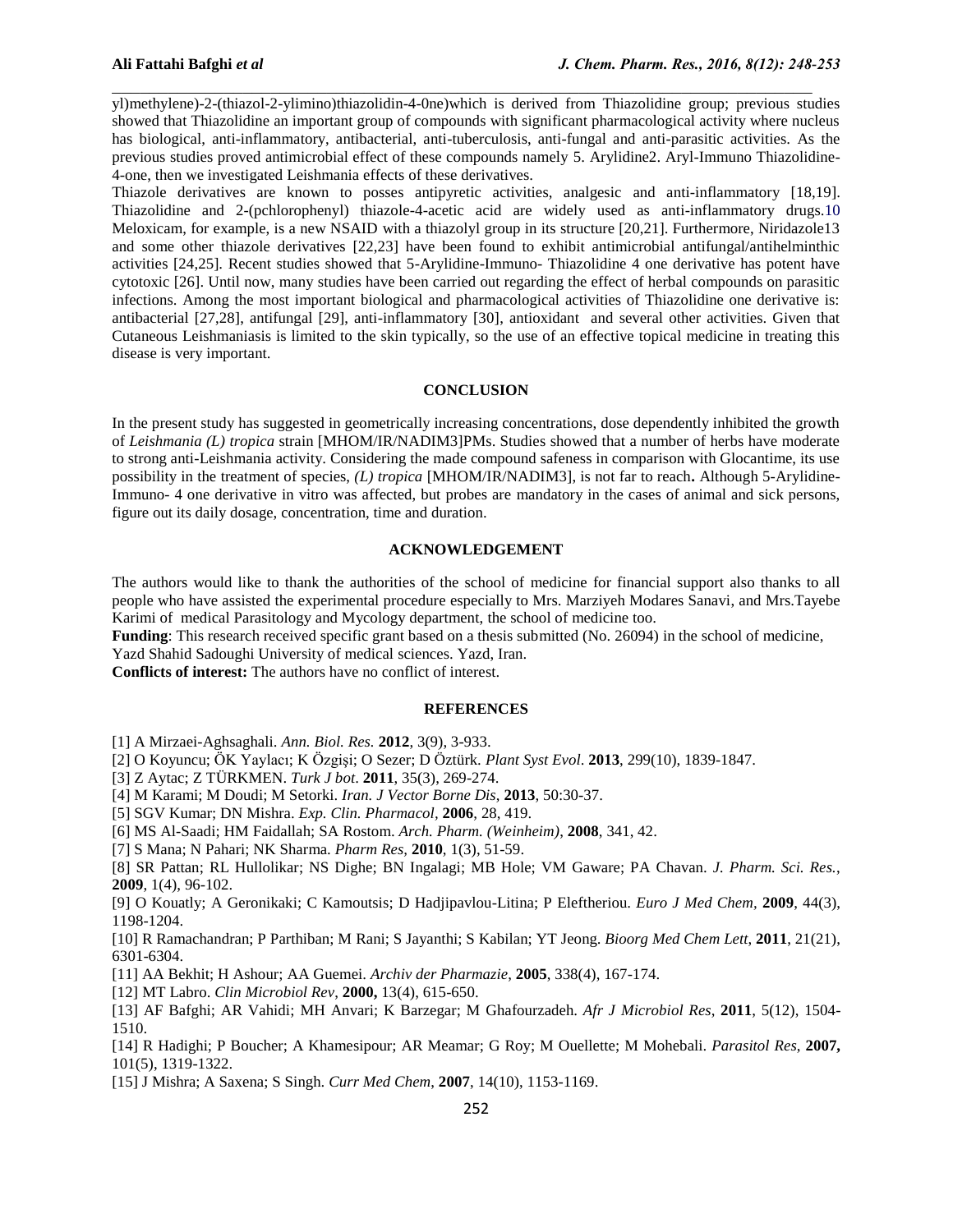yl)methylene)-2-(thiazol-2-ylimino)thiazolidin-4-0ne)which is derived from Thiazolidine group; previous studies showed that Thiazolidine an important group of compounds with significant pharmacological activity where nucleus has biological, anti-inflammatory, antibacterial, anti-tuberculosis, anti-fungal and anti-parasitic activities. As the previous studies proved antimicrobial effect of these compounds namely 5. Arylidine2. Aryl-Immuno Thiazolidine-4-one, then we investigated Leishmania effects of these derivatives.

Thiazole derivatives are known to posses antipyretic activities, analgesic and anti-inflammatory [18,19]. Thiazolidine and 2-(pchlorophenyl) thiazole-4-acetic acid are widely used as anti-inflammatory drugs.10 Meloxicam, for example, is a new NSAID with a thiazolyl group in its structure [20,21]. Furthermore, Niridazole13 and some other thiazole derivatives [22,23] have been found to exhibit antimicrobial antifungal/antihelminthic activities [24,25]. Recent studies showed that 5-Arylidine-Immuno- Thiazolidine 4 one derivative has potent have cytotoxic [26]. Until now, many studies have been carried out regarding the effect of herbal compounds on parasitic infections. Among the most important biological and pharmacological activities of Thiazolidine one derivative is: antibacterial [27,28], antifungal [29], anti-inflammatory [30], antioxidant and several other activities. Given that Cutaneous Leishmaniasis is limited to the skin typically, so the use of an effective topical medicine in treating this disease is very important.

## CONCLUSION

In the present study has suggested in geometrically increasing concentrations, dose dependently inhibited the growth of *Leishmania (L) tropica* strain [MHOM/IR/NADIM3]PMs. Studies showed that a number of herbs have moderate to strong anti-Leishmania activity. Considering the made compound safeness in comparison with Glocantime, its use possibility in the treatment of species, *(L) tropica* [MHOM/IR/NADIM3], is not far to reach**.** Although 5-Arylidine-Immuno- 4 one derivative in vitro was affected, but probes are mandatory in the cases of animal and sick persons, figure out its daily dosage, concentration, time and duration.

## ACKNOWLEDGEMENT

The authors would like to thank the authorities of the school of medicine for financial support also thanks to all people who have assisted the experimental procedure especially to Mrs. Marziyeh Modares Sanavi, and Mrs.Tayebe Karimi of medical Parasitology and Mycology department, the school of medicine too.

**Funding**: This research received specific grant based on a thesis submitted (No. 26094) in the school of medicine, Yazd Shahid Sadoughi University of medical sciences. Yazd, Iran.

**Conflicts of interest:** The authors have no conflict of interest.

## REFERENCES

[1] A Mirzaei-Aghsaghali. *Ann. Biol. Res.* **2012**, 3(9), 3-933.

[2] O Koyuncu; ÖK Yaylacı; K Özgişi; O Sezer; D Öztürk. *Plant Syst Evol*. **2013**, 299(10), 1839-1847.

[3] Z Aytac; Z TÜRKMEN. *Turk J bot*. **2011**, 35(3), 269-274.

[4] M Karami; M Doudi; M Setorki. *Iran. J Vector Borne Dis*, **2013**, 50:30-37.

[5] SGV Kumar; DN Mishra. *Exp. Clin. Pharmacol*, **2006**, 28, 419.

[6] MS Al-Saadi; HM Faidallah; SA Rostom. *Arch. Pharm. (Weinheim)*, **2008**, 341, 42.

[7] S Mana; N Pahari; NK Sharma. *Pharm Res,* **2010**, 1(3), 51-59.

[8] SR Pattan; RL Hullolikar; NS Dighe; BN Ingalagi; MB Hole; VM Gaware; PA Chavan. *J. Pharm. Sci. Res.*, **2009**, 1(4), 96-102.

[9] O Kouatly; A Geronikaki; C Kamoutsis; D Hadjipavlou-Litina; P Eleftheriou. *Euro J Med Chem*, **2009**, 44(3), 1198-1204.

[10] R Ramachandran; P Parthiban; M Rani; S Jayanthi; S Kabilan; YT Jeong. *Bioorg Med Chem Lett*, **2011**, 21(21), 6301-6304.

[11] AA Bekhit; H Ashour; AA Guemei. *Archiv der Pharmazie*, **2005**, 338(4), 167-174.

[12] MT Labro. *Clin Microbiol Rev*, **2000,** 13(4), 615-650.

[13] AF Bafghi; AR Vahidi; MH Anvari; K Barzegar; M Ghafourzadeh. *Afr J Microbiol Res*, **2011**, 5(12), 1504-1510.

[14] R Hadighi; P Boucher; A Khamesipour; AR Meamar; G Roy; M Ouellette; M Mohebali. *Parasitol Res*, **2007,** 101(5), 1319-1322.

[15] J Mishra; A Saxena; S Singh. *Curr Med Chem*, **2007**, 14(10), 1153-1169.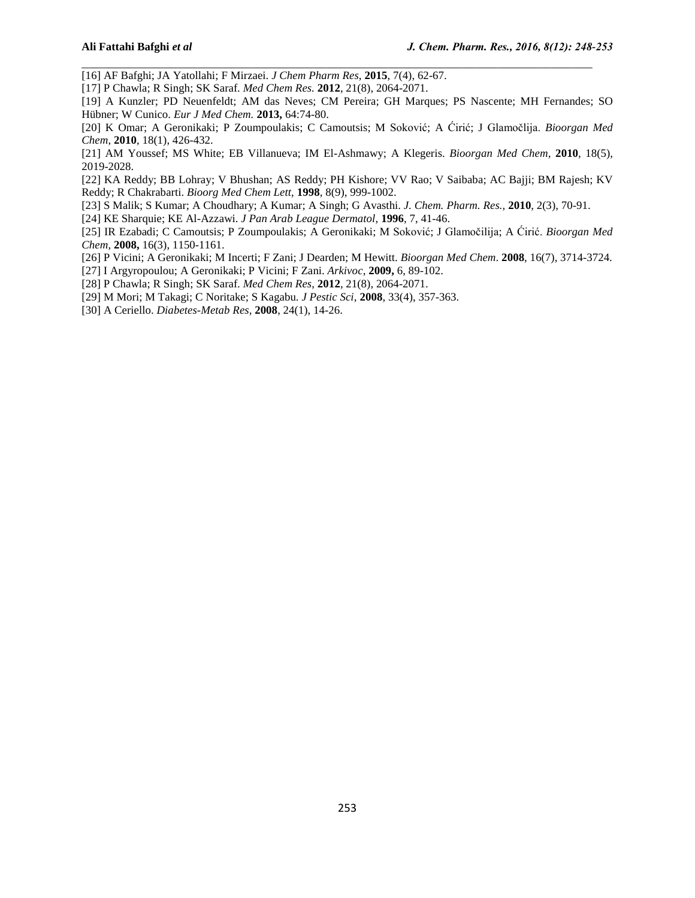[16] AF Bafghi; JA Yatollahi; F Mirzaei. *J Chem Pharm Res*, **2015**, 7(4), 62-67.

[17] P Chawla; R Singh; SK Saraf. *Med Chem Res.* **2012**, 21(8), 2064-2071.

[19] A Kunzler; PD Neuenfeldt; AM das Neves; CM Pereira; GH Marques; PS Nascente; MH Fernandes; SO Hübner; W Cunico. *Eur J Med Chem.* **2013,** 64:74-80.

[20] K Omar; A Geronikaki; P Zoumpoulakis; C Camoutsis; M Soković; A Ćirić; J Glamočlija. *Bioorgan Med Chem*, **2010**, 18(1), 426-432.

[21] AM Youssef; MS White; EB Villanueva; IM El-Ashmawy; A Klegeris. *Bioorgan Med Chem*, **2010**, 18(5), 2019-2028.

[22] KA Reddy; BB Lohray; V Bhushan; AS Reddy; PH Kishore; VV Rao; V Saibaba; AC Bajji; BM Rajesh; KV Reddy; R Chakrabarti. *Bioorg Med Chem Lett*, **1998**, 8(9), 999-1002.

[23] S Malik; S Kumar; A Choudhary; A Kumar; A Singh; G Avasthi. *J. Chem. Pharm. Res.*, **2010**, 2(3), 70-91.

[24] KE Sharquie; KE Al-Azzawi. *J Pan Arab League Dermatol*, **1996**, 7, 41-46.

[25] IR Ezabadi; C Camoutsis; P Zoumpoulakis; A Geronikaki; M Soković; J Glamočilija; A Ćirić. *Bioorgan Med Chem*, **2008,** 16(3), 1150-1161.

[26] P Vicini; A Geronikaki; M Incerti; F Zani; J Dearden; M Hewitt. *Bioorgan Med Chem*. **2008**, 16(7), 3714-3724.

[27] I Argyropoulou; A Geronikaki; P Vicini; F Zani. *Arkivoc*, **2009,** 6, 89-102.

[28] P Chawla; R Singh; SK Saraf. *Med Chem Res*, **2012**, 21(8), 2064-2071.

[29] M Mori; M Takagi; C Noritake; S Kagabu. *J Pestic Sci*, **2008**, 33(4), 357-363.

[30] A Ceriello. *Diabetes-Metab Res*, **2008**, 24(1), 14-26.